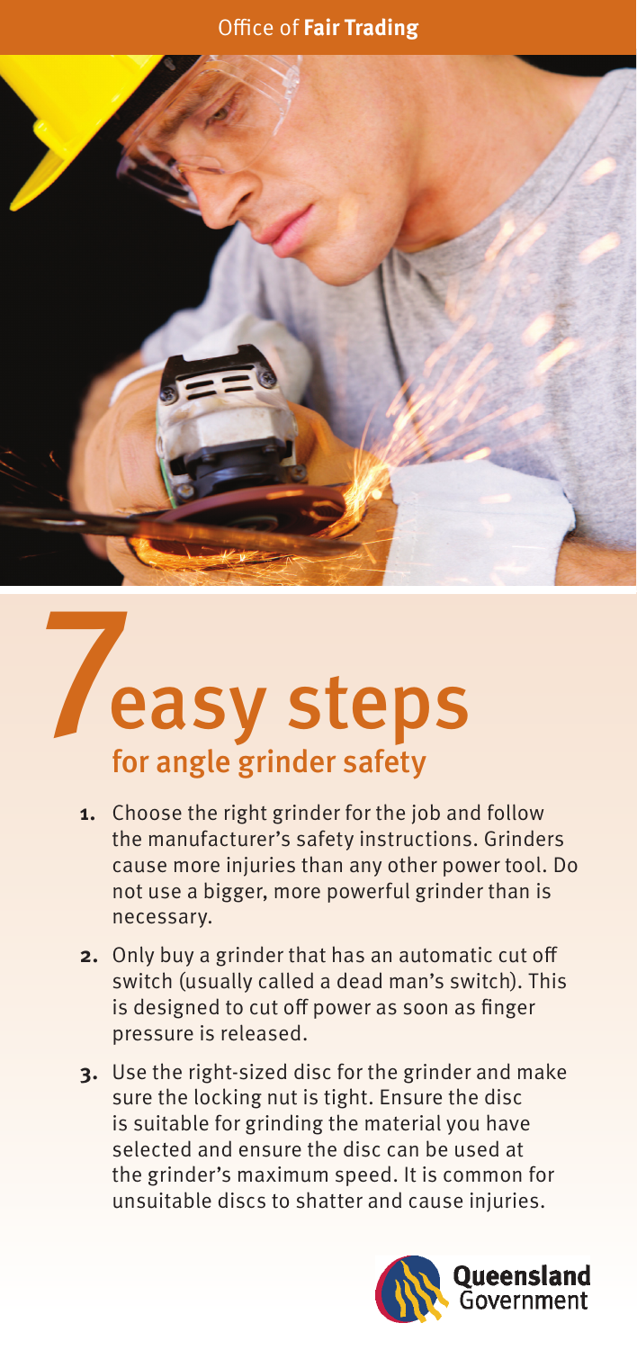Office of **Fair Trading**

# 7 easy steps

## for angle grinder safety

1. Choose the right grinder for the job and follow the manufacturer's safety instructions. Grinders cause more injuries than any other power tool. Do not use a bigger, more powerful grinder than is necessary.

2. Only buy a grinder that has an automatic cut off switch (usually called a dead man's switch). This is designed to cut off power as soon as finger pressure is released.

3. Use the right-sized disc for the grinder and make sure the locking nut is tight. Ensure the disc is suitable for grinding the material you have selected and ensure the disc can be used at the grinder's maximum speed. It is common for unsuitable discs to shatter and cause injuries.

Queensland Government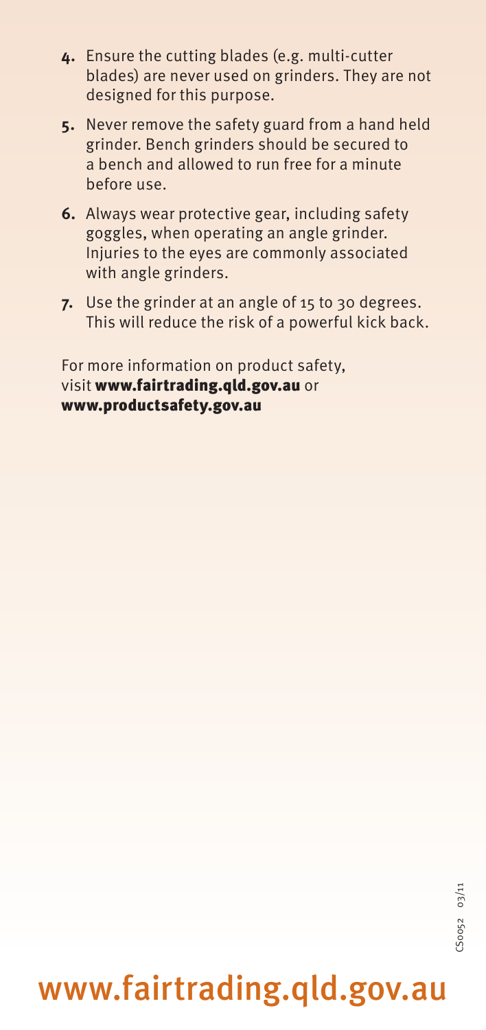4. Ensure the cutting blades (e.g. multi-cutter blades) are never used on grinders. They are not designed for this purpose.
5. Never remove the safety guard from a hand held grinder. Bench grinders should be secured to a bench and allowed to run free for a minute before use.
6. Always wear protective gear, including safety goggles, when operating an angle grinder. Injuries to the eyes are commonly associated with angle grinders.
7. Use the grinder at an angle of 15 to 30 degrees. This will reduce the risk of a powerful kick back.

For more information on product safety, visit **www.fairtrading.qld.gov.au** or **www.productsafety.gov.au**

CS0052 03/11

# www.fairtrading.qld.gov.au